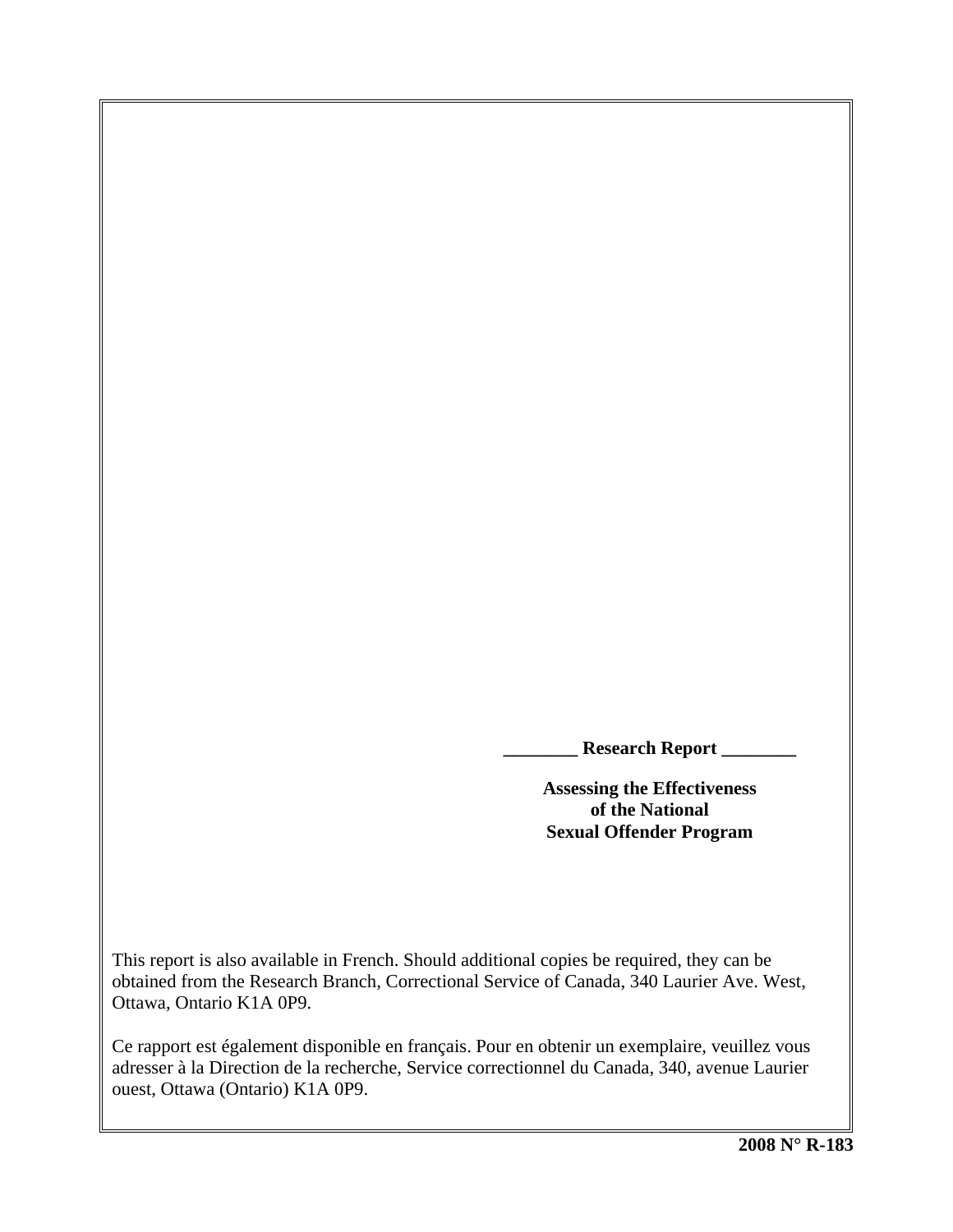**________ Research Report ________**

# Assessing the Effectiveness of the National Sexual Offender Program

This report is also available in French. Should additional copies be required, they can be obtained from the Research Branch, Correctional Service of Canada, 340 Laurier Ave. West, Ottawa, Ontario K1A 0P9.

Ce rapport est également disponible en français. Pour en obtenir un exemplaire, veuillez vous adresser à la Direction de la recherche, Service correctionnel du Canada, 340, avenue Laurier ouest, Ottawa (Ontario) K1A 0P9.

**2008 N° R-183**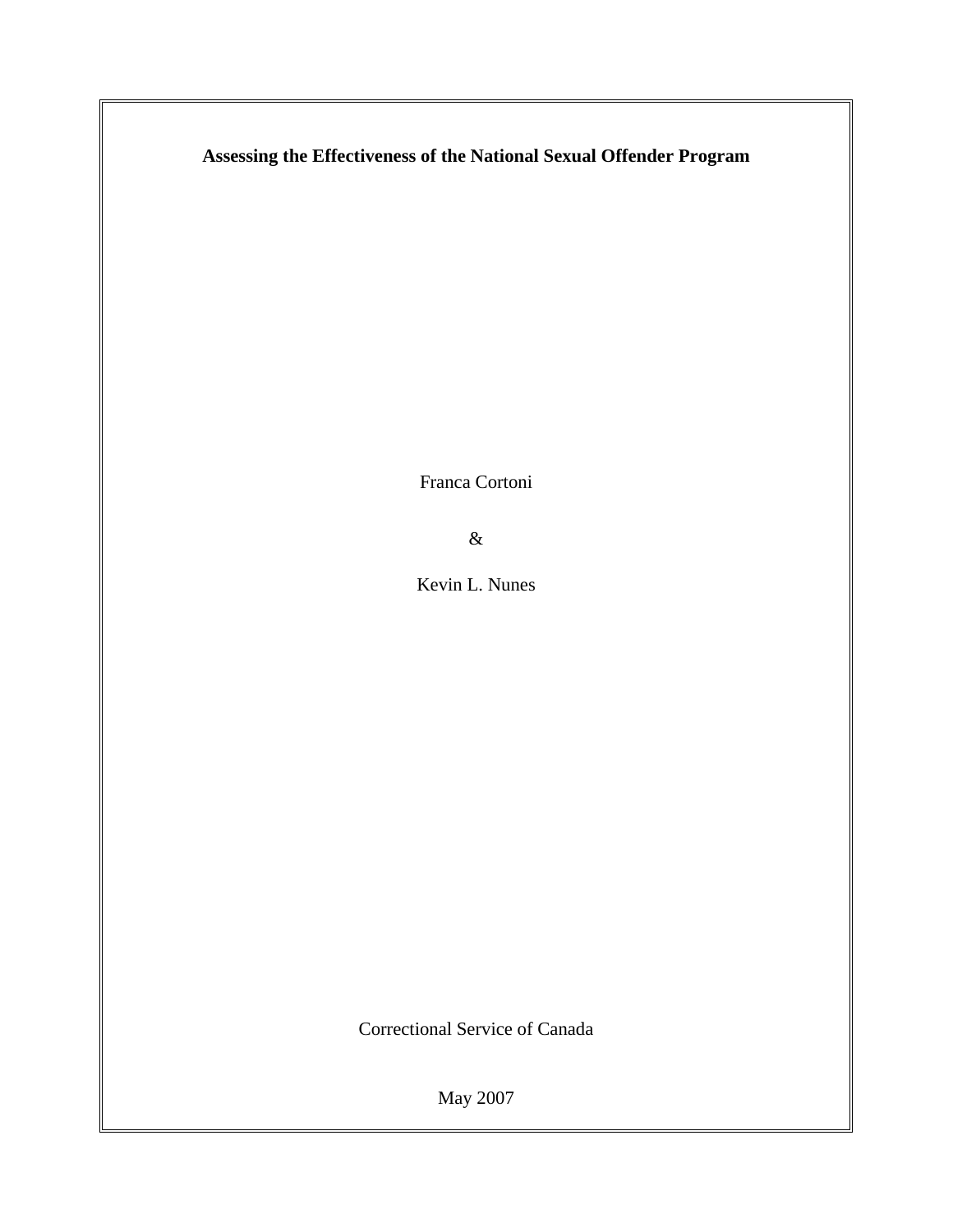# Assessing the Effectiveness of the National Sexual Offender Program

Franca Cortoni

&

Kevin L. Nunes

Correctional Service of Canada

May 2007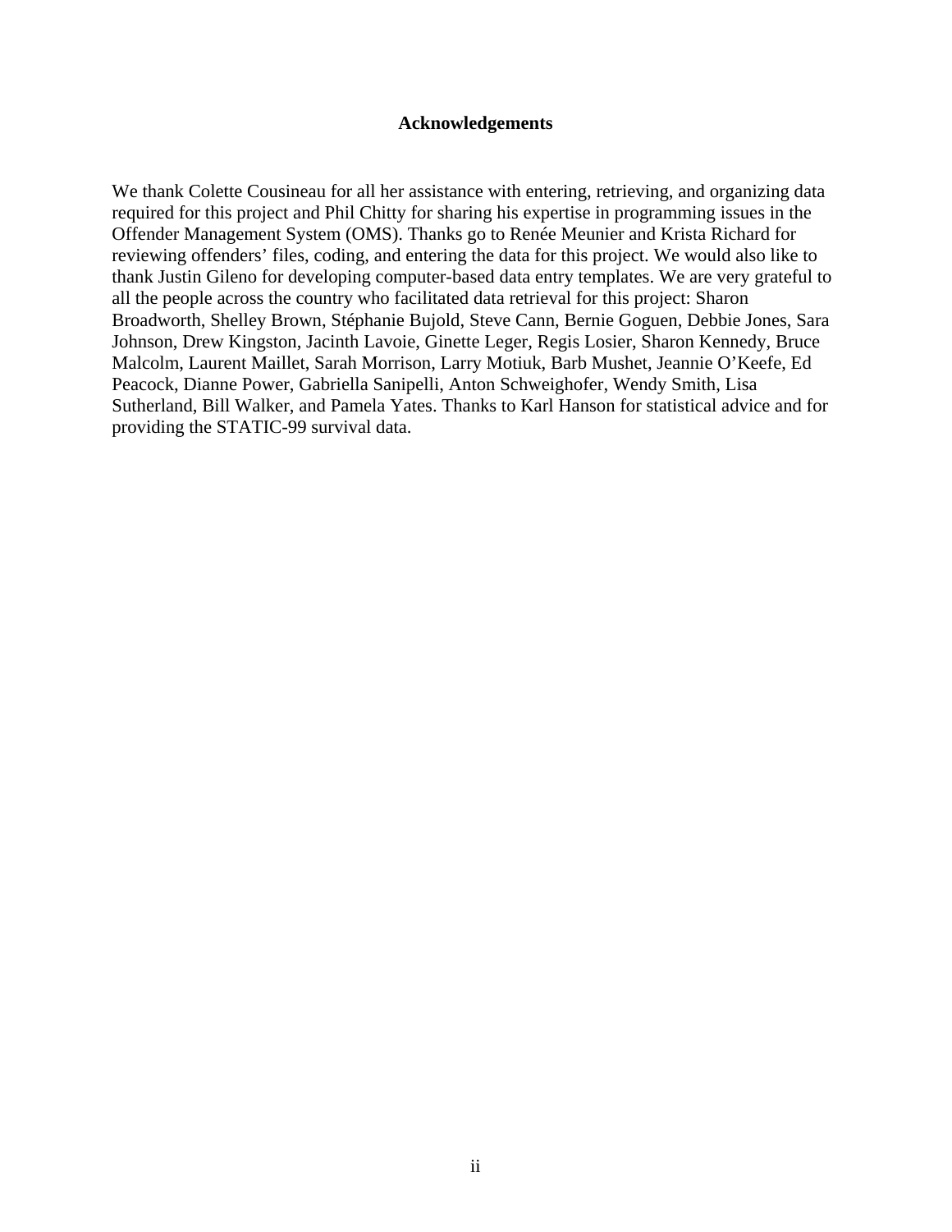## Acknowledgements

We thank Colette Cousineau for all her assistance with entering, retrieving, and organizing data required for this project and Phil Chitty for sharing his expertise in programming issues in the Offender Management System (OMS). Thanks go to Renée Meunier and Krista Richard for reviewing offenders' files, coding, and entering the data for this project. We would also like to thank Justin Gileno for developing computer-based data entry templates. We are very grateful to all the people across the country who facilitated data retrieval for this project: Sharon Broadworth, Shelley Brown, Stéphanie Bujold, Steve Cann, Bernie Goguen, Debbie Jones, Sara Johnson, Drew Kingston, Jacinth Lavoie, Ginette Leger, Regis Losier, Sharon Kennedy, Bruce Malcolm, Laurent Maillet, Sarah Morrison, Larry Motiuk, Barb Mushet, Jeannie O'Keefe, Ed Peacock, Dianne Power, Gabriella Sanipelli, Anton Schweighofer, Wendy Smith, Lisa Sutherland, Bill Walker, and Pamela Yates. Thanks to Karl Hanson for statistical advice and for providing the STATIC-99 survival data.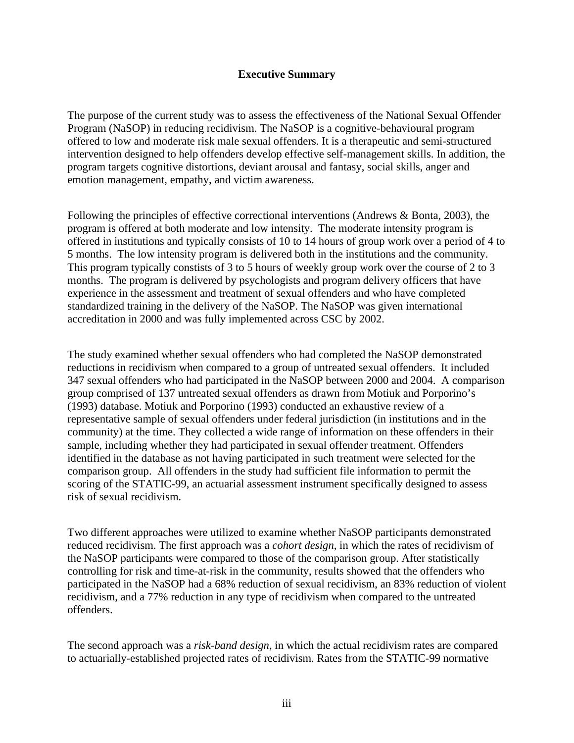**Executive Summary**

The purpose of the current study was to assess the effectiveness of the National Sexual Offender Program (NaSOP) in reducing recidivism. The NaSOP is a cognitive-behavioural program offered to low and moderate risk male sexual offenders. It is a therapeutic and semi-structured intervention designed to help offenders develop effective self-management skills. In addition, the program targets cognitive distortions, deviant arousal and fantasy, social skills, anger and emotion management, empathy, and victim awareness.

Following the principles of effective correctional interventions (Andrews & Bonta, 2003), the program is offered at both moderate and low intensity. The moderate intensity program is offered in institutions and typically consists of 10 to 14 hours of group work over a period of 4 to 5 months. The low intensity program is delivered both in the institutions and the community. This program typically constists of 3 to 5 hours of weekly group work over the course of 2 to 3 months. The program is delivered by psychologists and program delivery officers that have experience in the assessment and treatment of sexual offenders and who have completed standardized training in the delivery of the NaSOP. The NaSOP was given international accreditation in 2000 and was fully implemented across CSC by 2002.

The study examined whether sexual offenders who had completed the NaSOP demonstrated reductions in recidivism when compared to a group of untreated sexual offenders. It included 347 sexual offenders who had participated in the NaSOP between 2000 and 2004. A comparison group comprised of 137 untreated sexual offenders as drawn from Motiuk and Porporino's (1993) database. Motiuk and Porporino (1993) conducted an exhaustive review of a representative sample of sexual offenders under federal jurisdiction (in institutions and in the community) at the time. They collected a wide range of information on these offenders in their sample, including whether they had participated in sexual offender treatment. Offenders identified in the database as not having participated in such treatment were selected for the comparison group. All offenders in the study had sufficient file information to permit the scoring of the STATIC-99, an actuarial assessment instrument specifically designed to assess risk of sexual recidivism.

Two different approaches were utilized to examine whether NaSOP participants demonstrated reduced recidivism. The first approach was a *cohort design*, in which the rates of recidivism of the NaSOP participants were compared to those of the comparison group. After statistically controlling for risk and time-at-risk in the community, results showed that the offenders who participated in the NaSOP had a 68% reduction of sexual recidivism, an 83% reduction of violent recidivism, and a 77% reduction in any type of recidivism when compared to the untreated offenders.

The second approach was a *risk-band design*, in which the actual recidivism rates are compared to actuarially-established projected rates of recidivism. Rates from the STATIC-99 normative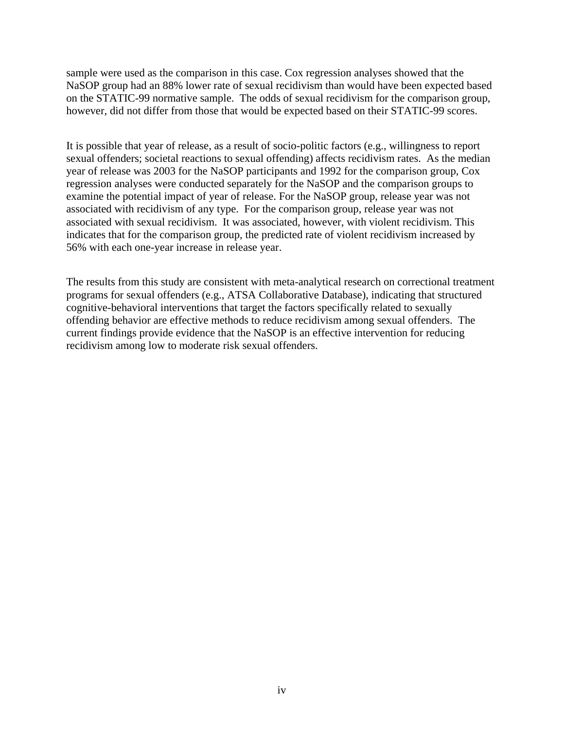sample were used as the comparison in this case. Cox regression analyses showed that the NaSOP group had an 88% lower rate of sexual recidivism than would have been expected based on the STATIC-99 normative sample. The odds of sexual recidivism for the comparison group, however, did not differ from those that would be expected based on their STATIC-99 scores.

It is possible that year of release, as a result of socio-politic factors (e.g., willingness to report sexual offenders; societal reactions to sexual offending) affects recidivism rates. As the median year of release was 2003 for the NaSOP participants and 1992 for the comparison group, Cox regression analyses were conducted separately for the NaSOP and the comparison groups to examine the potential impact of year of release. For the NaSOP group, release year was not associated with recidivism of any type. For the comparison group, release year was not associated with sexual recidivism. It was associated, however, with violent recidivism. This indicates that for the comparison group, the predicted rate of violent recidivism increased by 56% with each one-year increase in release year.

The results from this study are consistent with meta-analytical research on correctional treatment programs for sexual offenders (e.g., ATSA Collaborative Database), indicating that structured cognitive-behavioral interventions that target the factors specifically related to sexually offending behavior are effective methods to reduce recidivism among sexual offenders. The current findings provide evidence that the NaSOP is an effective intervention for reducing recidivism among low to moderate risk sexual offenders.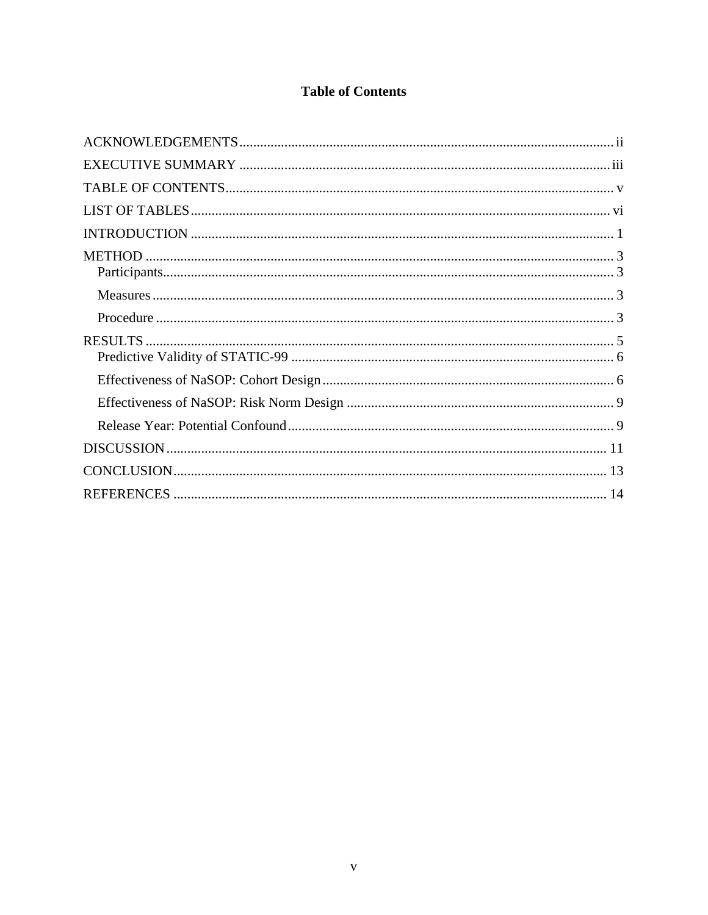# Table of Contents

ACKNOWLEDGEMENTS ........................................................................................................... ii

EXECUTIVE SUMMARY ........................................................................................................ iii

TABLE OF CONTENTS ............................................................................................................. v

LIST OF TABLES ...................................................................................................................... vi

INTRODUCTION ......................................................................................................................... 1

METHOD ...................................................................................................................................... 3

- Participants ................................................................................................................................ 3
- Measures .................................................................................................................................... 3
- Procedure ................................................................................................................................... 3

RESULTS ...................................................................................................................................... 5

- Predictive Validity of STATIC-99 ........................................................................................... 6
- Effectiveness of NaSOP: Cohort Design ................................................................................. 6
- Effectiveness of NaSOP: Risk Norm Design .......................................................................... 9
- Release Year: Potential Confound ............................................................................................ 9

DISCUSSION .............................................................................................................................. 11

CONCLUSION ............................................................................................................................ 13

REFERENCES ............................................................................................................................ 14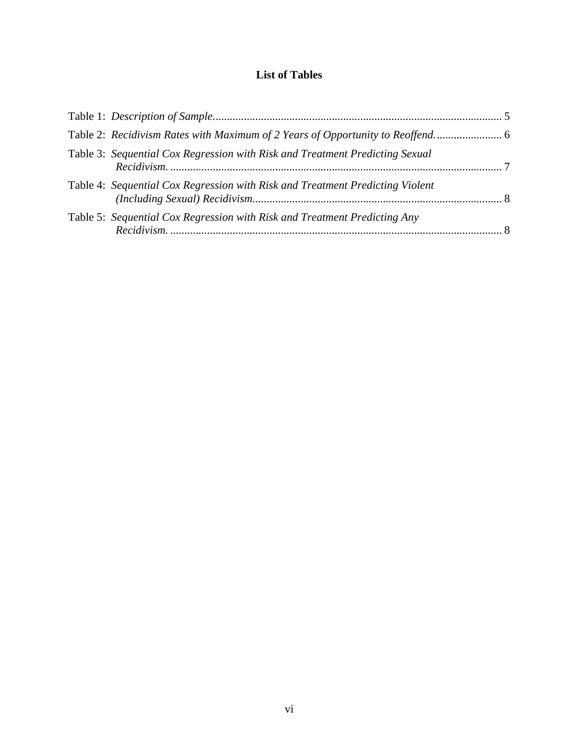# List of Tables

Table 1: *Description of Sample*.................................................................................................... 5

Table 2: *Recidivism Rates with Maximum of 2 Years of Opportunity to Reoffend.*....................... 6

Table 3: *Sequential Cox Regression with Risk and Treatment Predicting Sexual Recidivism.*..................................................................................................................... 7

Table 4: *Sequential Cox Regression with Risk and Treatment Predicting Violent (Including Sexual) Recidivism.*...................................................................................... 8

Table 5: *Sequential Cox Regression with Risk and Treatment Predicting Any Recidivism.*..................................................................................................................... 8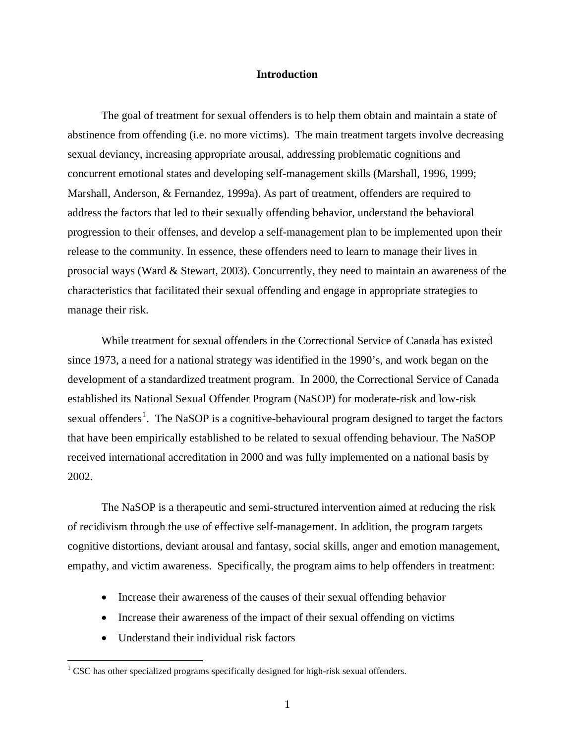## Introduction

The goal of treatment for sexual offenders is to help them obtain and maintain a state of abstinence from offending (i.e. no more victims). The main treatment targets involve decreasing sexual deviancy, increasing appropriate arousal, addressing problematic cognitions and concurrent emotional states and developing self-management skills (Marshall, 1996, 1999; Marshall, Anderson, & Fernandez, 1999a). As part of treatment, offenders are required to address the factors that led to their sexually offending behavior, understand the behavioral progression to their offenses, and develop a self-management plan to be implemented upon their release to the community. In essence, these offenders need to learn to manage their lives in prosocial ways (Ward & Stewart, 2003). Concurrently, they need to maintain an awareness of the characteristics that facilitated their sexual offending and engage in appropriate strategies to manage their risk.

While treatment for sexual offenders in the Correctional Service of Canada has existed since 1973, a need for a national strategy was identified in the 1990's, and work began on the development of a standardized treatment program. In 2000, the Correctional Service of Canada established its National Sexual Offender Program (NaSOP) for moderate-risk and low-risk sexual offenders[1]. The NaSOP is a cognitive-behavioural program designed to target the factors that have been empirically established to be related to sexual offending behaviour. The NaSOP received international accreditation in 2000 and was fully implemented on a national basis by 2002.

The NaSOP is a therapeutic and semi-structured intervention aimed at reducing the risk of recidivism through the use of effective self-management. In addition, the program targets cognitive distortions, deviant arousal and fantasy, social skills, anger and emotion management, empathy, and victim awareness. Specifically, the program aims to help offenders in treatment:

- Increase their awareness of the causes of their sexual offending behavior
- Increase their awareness of the impact of their sexual offending on victims
- Understand their individual risk factors

[1] CSC has other specialized programs specifically designed for high-risk sexual offenders.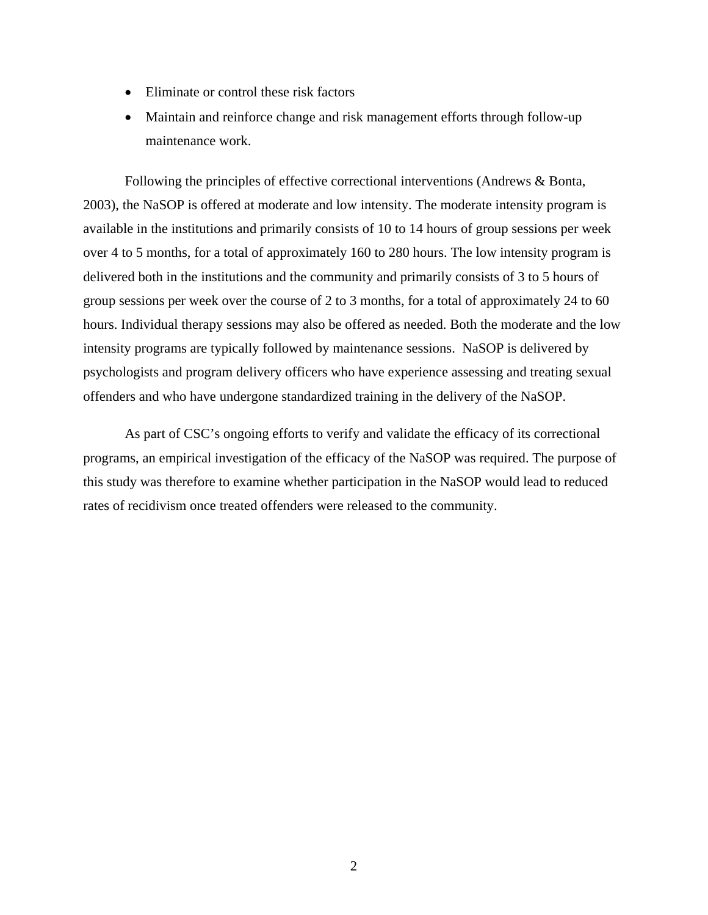- Eliminate or control these risk factors
- Maintain and reinforce change and risk management efforts through follow-up maintenance work.

Following the principles of effective correctional interventions (Andrews & Bonta, 2003), the NaSOP is offered at moderate and low intensity. The moderate intensity program is available in the institutions and primarily consists of 10 to 14 hours of group sessions per week over 4 to 5 months, for a total of approximately 160 to 280 hours. The low intensity program is delivered both in the institutions and the community and primarily consists of 3 to 5 hours of group sessions per week over the course of 2 to 3 months, for a total of approximately 24 to 60 hours. Individual therapy sessions may also be offered as needed. Both the moderate and the low intensity programs are typically followed by maintenance sessions. NaSOP is delivered by psychologists and program delivery officers who have experience assessing and treating sexual offenders and who have undergone standardized training in the delivery of the NaSOP.

As part of CSC's ongoing efforts to verify and validate the efficacy of its correctional programs, an empirical investigation of the efficacy of the NaSOP was required. The purpose of this study was therefore to examine whether participation in the NaSOP would lead to reduced rates of recidivism once treated offenders were released to the community.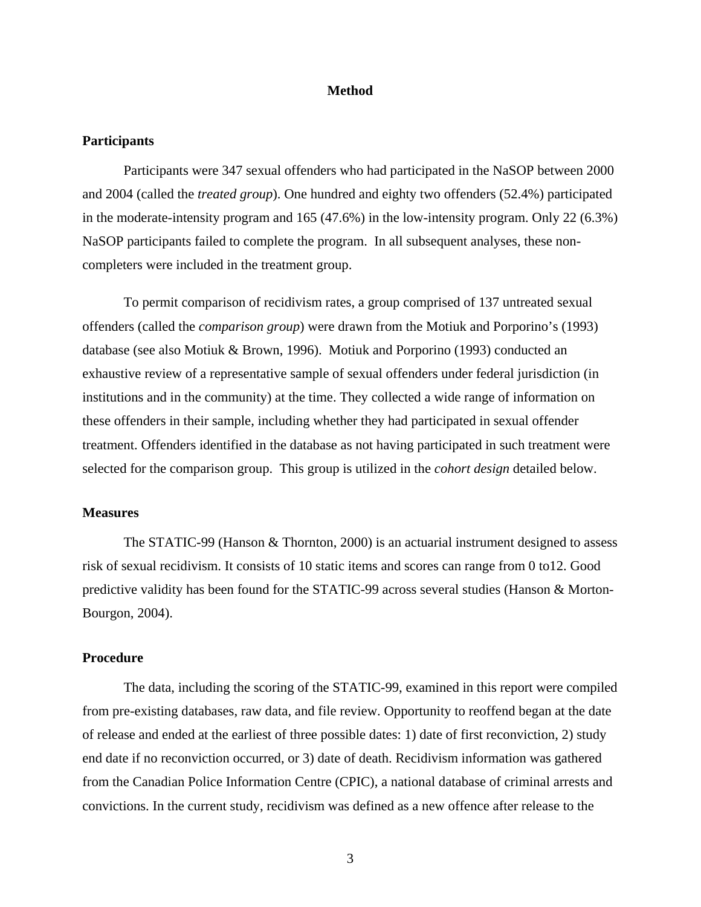# Method

## Participants

Participants were 347 sexual offenders who had participated in the NaSOP between 2000 and 2004 (called the *treated group*). One hundred and eighty two offenders (52.4%) participated in the moderate-intensity program and 165 (47.6%) in the low-intensity program. Only 22 (6.3%) NaSOP participants failed to complete the program. In all subsequent analyses, these non-completers were included in the treatment group.

To permit comparison of recidivism rates, a group comprised of 137 untreated sexual offenders (called the *comparison group*) were drawn from the Motiuk and Porporino's (1993) database (see also Motiuk & Brown, 1996). Motiuk and Porporino (1993) conducted an exhaustive review of a representative sample of sexual offenders under federal jurisdiction (in institutions and in the community) at the time. They collected a wide range of information on these offenders in their sample, including whether they had participated in sexual offender treatment. Offenders identified in the database as not having participated in such treatment were selected for the comparison group. This group is utilized in the *cohort design* detailed below.

## Measures

The STATIC-99 (Hanson & Thornton, 2000) is an actuarial instrument designed to assess risk of sexual recidivism. It consists of 10 static items and scores can range from 0 to12. Good predictive validity has been found for the STATIC-99 across several studies (Hanson & Morton-Bourgon, 2004).

## Procedure

The data, including the scoring of the STATIC-99, examined in this report were compiled from pre-existing databases, raw data, and file review. Opportunity to reoffend began at the date of release and ended at the earliest of three possible dates: 1) date of first reconviction, 2) study end date if no reconviction occurred, or 3) date of death. Recidivism information was gathered from the Canadian Police Information Centre (CPIC), a national database of criminal arrests and convictions. In the current study, recidivism was defined as a new offence after release to the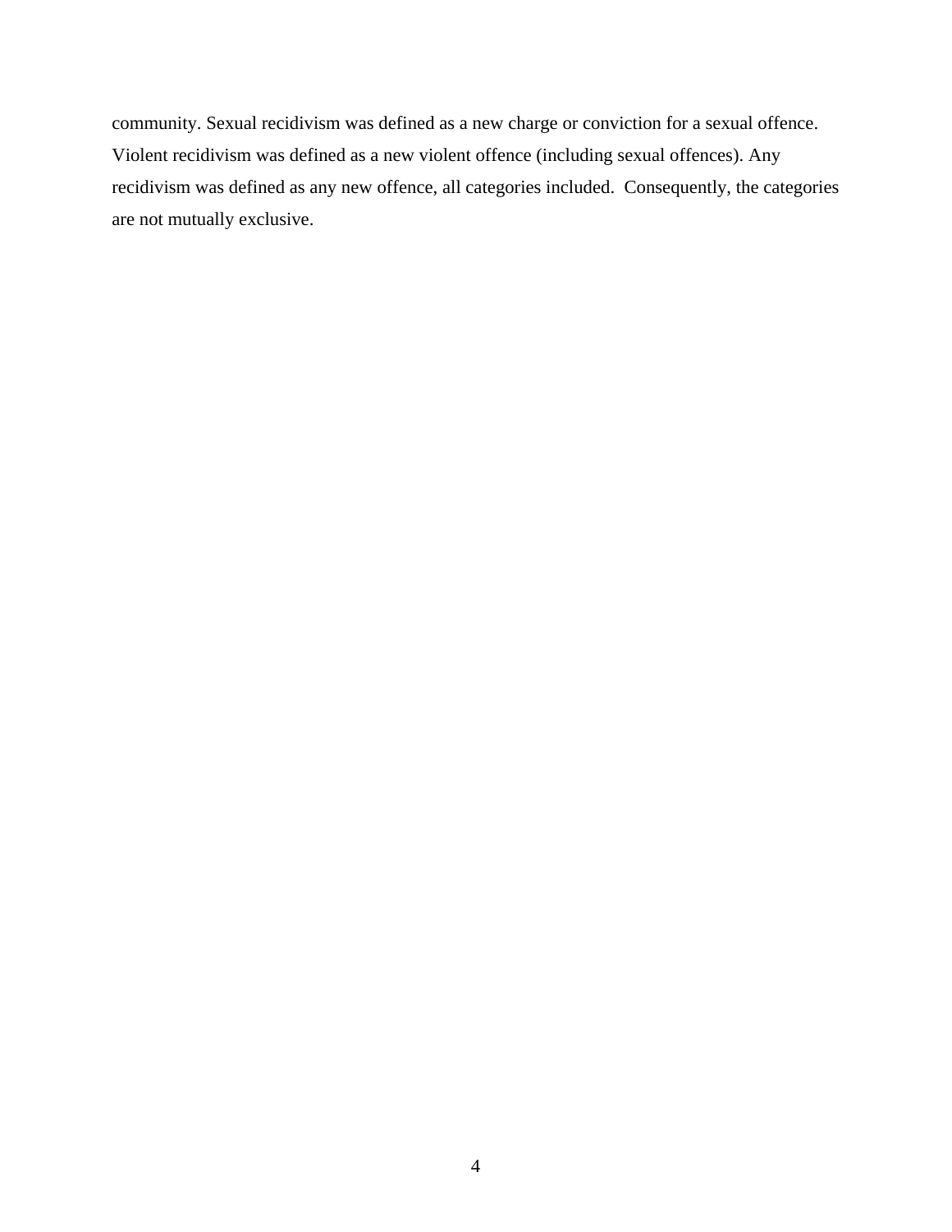community. Sexual recidivism was defined as a new charge or conviction for a sexual offence. Violent recidivism was defined as a new violent offence (including sexual offences). Any recidivism was defined as any new offence, all categories included. Consequently, the categories are not mutually exclusive.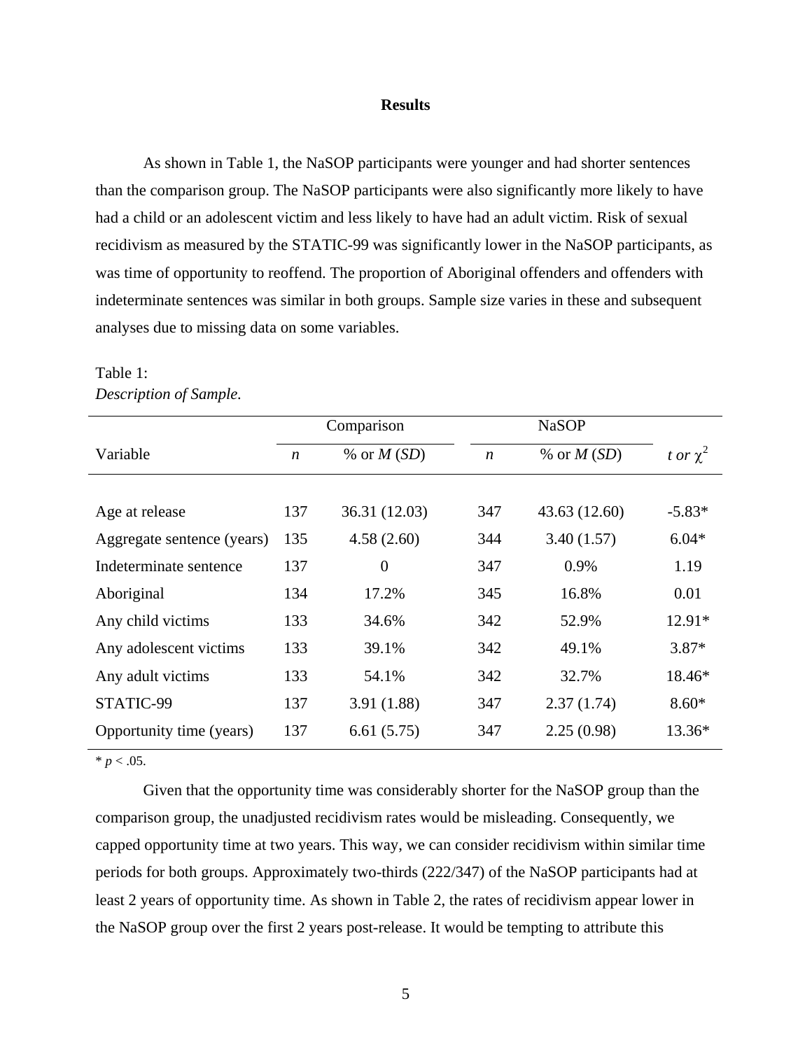# Results

As shown in Table 1, the NaSOP participants were younger and had shorter sentences than the comparison group. The NaSOP participants were also significantly more likely to have had a child or an adolescent victim and less likely to have had an adult victim. Risk of sexual recidivism as measured by the STATIC-99 was significantly lower in the NaSOP participants, as was time of opportunity to reoffend. The proportion of Aboriginal offenders and offenders with indeterminate sentences was similar in both groups. Sample size varies in these and subsequent analyses due to missing data on some variables.

Table 1:
*Description of Sample.*

| | Comparison | | NaSOP | | |
|---|---|---|---|---|---|
| Variable | *n* | % or *M* (*SD*) | *n* | % or *M* (*SD*) | *t or* $\chi^2$ |
| Age at release | 137 | 36.31 (12.03) | 347 | 43.63 (12.60) | -5.83* |
| Aggregate sentence (years) | 135 | 4.58 (2.60) | 344 | 3.40 (1.57) | 6.04* |
| Indeterminate sentence | 137 | 0 | 347 | 0.9% | 1.19 |
| Aboriginal | 134 | 17.2% | 345 | 16.8% | 0.01 |
| Any child victims | 133 | 34.6% | 342 | 52.9% | 12.91* |
| Any adolescent victims | 133 | 39.1% | 342 | 49.1% | 3.87* |
| Any adult victims | 133 | 54.1% | 342 | 32.7% | 18.46* |
| STATIC-99 | 137 | 3.91 (1.88) | 347 | 2.37 (1.74) | 8.60* |
| Opportunity time (years) | 137 | 6.61 (5.75) | 347 | 2.25 (0.98) | 13.36* |

\* $p < .05$.

Given that the opportunity time was considerably shorter for the NaSOP group than the comparison group, the unadjusted recidivism rates would be misleading. Consequently, we capped opportunity time at two years. This way, we can consider recidivism within similar time periods for both groups. Approximately two-thirds (222/347) of the NaSOP participants had at least 2 years of opportunity time. As shown in Table 2, the rates of recidivism appear lower in the NaSOP group over the first 2 years post-release. It would be tempting to attribute this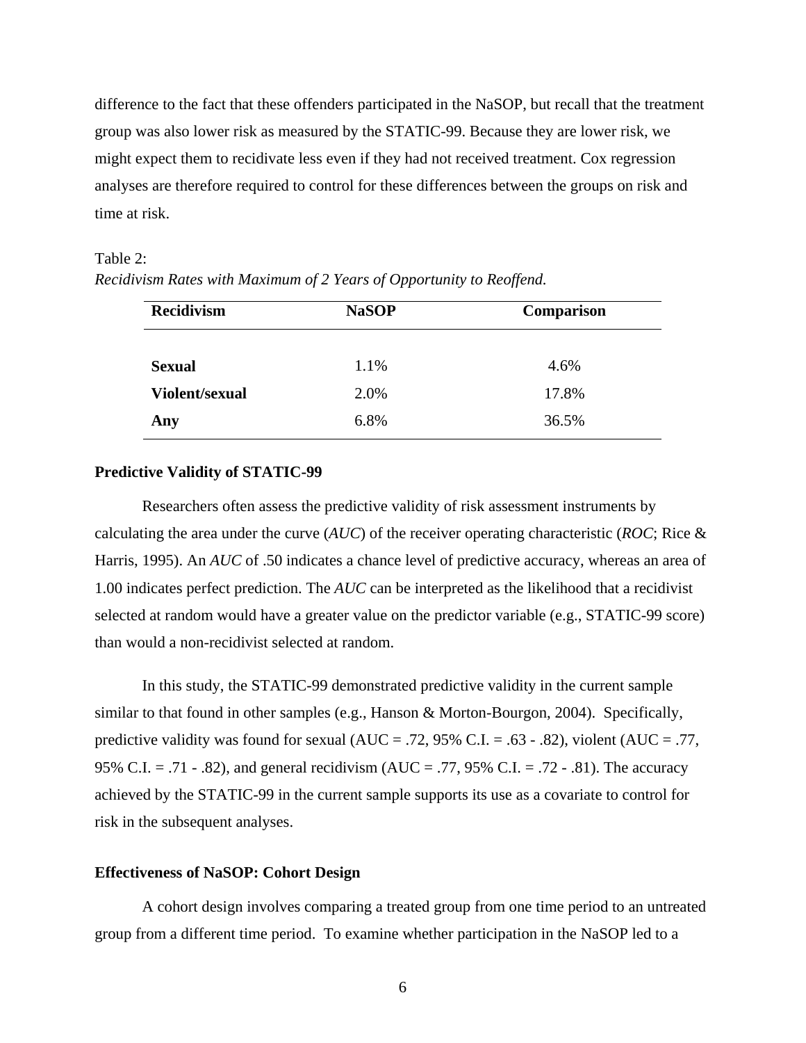difference to the fact that these offenders participated in the NaSOP, but recall that the treatment group was also lower risk as measured by the STATIC-99. Because they are lower risk, we might expect them to recidivate less even if they had not received treatment. Cox regression analyses are therefore required to control for these differences between the groups on risk and time at risk.

Table 2:
*Recidivism Rates with Maximum of 2 Years of Opportunity to Reoffend.*

| **Recidivism** | **NaSOP** | **Comparison** |
|---|---|---|
| **Sexual** | 1.1% | 4.6% |
| **Violent/sexual** | 2.0% | 17.8% |
| **Any** | 6.8% | 36.5% |

**Predictive Validity of STATIC-99**

Researchers often assess the predictive validity of risk assessment instruments by calculating the area under the curve (*AUC*) of the receiver operating characteristic (*ROC*; Rice & Harris, 1995). An *AUC* of .50 indicates a chance level of predictive accuracy, whereas an area of 1.00 indicates perfect prediction. The *AUC* can be interpreted as the likelihood that a recidivist selected at random would have a greater value on the predictor variable (e.g., STATIC-99 score) than would a non-recidivist selected at random.

In this study, the STATIC-99 demonstrated predictive validity in the current sample similar to that found in other samples (e.g., Hanson & Morton-Bourgon, 2004). Specifically, predictive validity was found for sexual (AUC = .72, 95% C.I. = .63 - .82), violent (AUC = .77, 95% C.I. = .71 - .82), and general recidivism (AUC = .77, 95% C.I. = .72 - .81). The accuracy achieved by the STATIC-99 in the current sample supports its use as a covariate to control for risk in the subsequent analyses.

**Effectiveness of NaSOP: Cohort Design**

A cohort design involves comparing a treated group from one time period to an untreated group from a different time period. To examine whether participation in the NaSOP led to a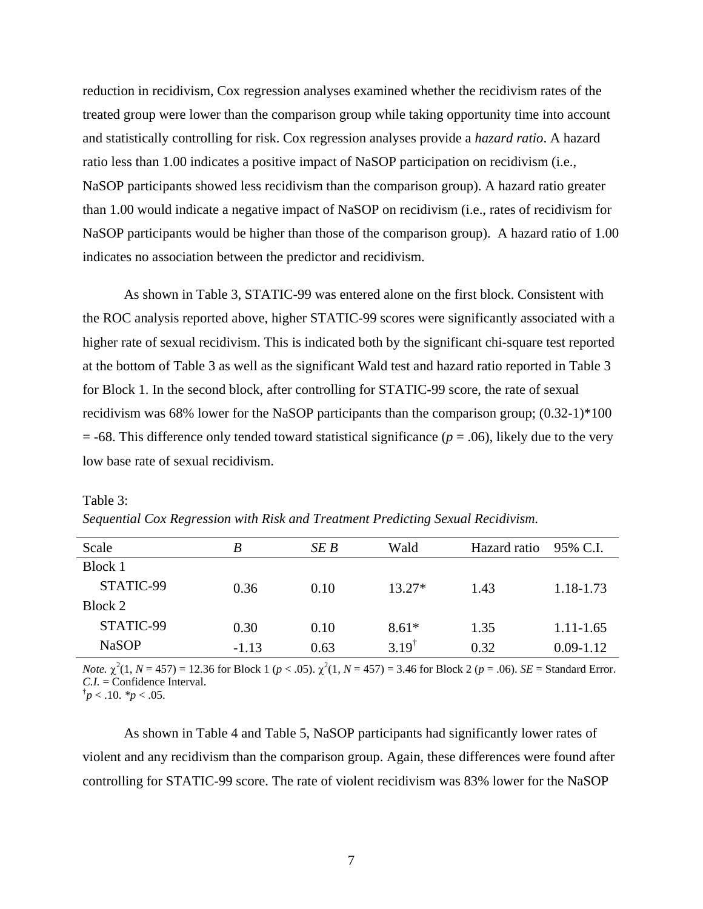reduction in recidivism, Cox regression analyses examined whether the recidivism rates of the treated group were lower than the comparison group while taking opportunity time into account and statistically controlling for risk. Cox regression analyses provide a *hazard ratio*. A hazard ratio less than 1.00 indicates a positive impact of NaSOP participation on recidivism (i.e., NaSOP participants showed less recidivism than the comparison group). A hazard ratio greater than 1.00 would indicate a negative impact of NaSOP on recidivism (i.e., rates of recidivism for NaSOP participants would be higher than those of the comparison group). A hazard ratio of 1.00 indicates no association between the predictor and recidivism.

As shown in Table 3, STATIC-99 was entered alone on the first block. Consistent with the ROC analysis reported above, higher STATIC-99 scores were significantly associated with a higher rate of sexual recidivism. This is indicated both by the significant chi-square test reported at the bottom of Table 3 as well as the significant Wald test and hazard ratio reported in Table 3 for Block 1. In the second block, after controlling for STATIC-99 score, the rate of sexual recidivism was 68% lower for the NaSOP participants than the comparison group; (0.32-1)*100 = -68. This difference only tended toward statistical significance ($p$ = .06), likely due to the very low base rate of sexual recidivism.

Table 3:

*Sequential Cox Regression with Risk and Treatment Predicting Sexual Recidivism.*

| Scale | *B* | *SE B* | Wald | Hazard ratio | 95% C.I. |
|---|---|---|---|---|---|
| Block 1 | | | | | |
| STATIC-99 | 0.36 | 0.10 | 13.27* | 1.43 | 1.18-1.73 |
| Block 2 | | | | | |
| STATIC-99 | 0.30 | 0.10 | 8.61* | 1.35 | 1.11-1.65 |
| NaSOP | -1.13 | 0.63 | $3.19^{\dagger}$ | 0.32 | 0.09-1.12 |

*Note.* $\chi^2(1, N = 457) = 12.36$ for Block 1 ($p < .05$). $\chi^2(1, N = 457) = 3.46$ for Block 2 ($p = .06$). *SE* = Standard Error. *C.I.* = Confidence Interval.
$^{\dagger}p < .10$. $^{*}p < .05$.

As shown in Table 4 and Table 5, NaSOP participants had significantly lower rates of violent and any recidivism than the comparison group. Again, these differences were found after controlling for STATIC-99 score. The rate of violent recidivism was 83% lower for the NaSOP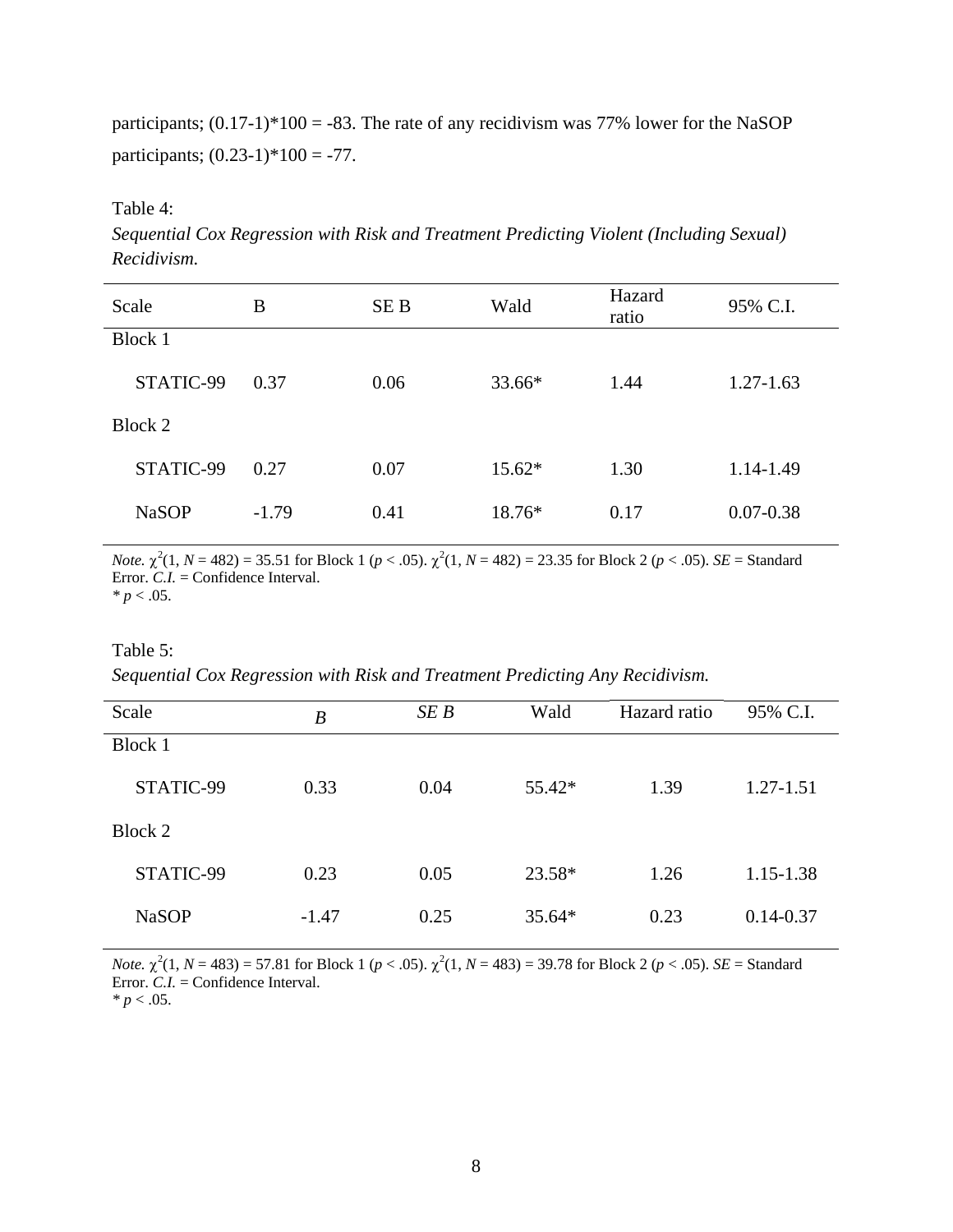participants; (0.17-1)*100 = -83. The rate of any recidivism was 77% lower for the NaSOP participants; (0.23-1)*100 = -77.

Table 4:

*Sequential Cox Regression with Risk and Treatment Predicting Violent (Including Sexual) Recidivism.*

| Scale | B | SE B | Wald | Hazard ratio | 95% C.I. |
|---|---|---|---|---|---|
| Block 1 | | | | | |
| STATIC-99 | 0.37 | 0.06 | 33.66* | 1.44 | 1.27-1.63 |
| Block 2 | | | | | |
| STATIC-99 | 0.27 | 0.07 | 15.62* | 1.30 | 1.14-1.49 |
| NaSOP | -1.79 | 0.41 | 18.76* | 0.17 | 0.07-0.38 |

*Note.* $\chi^2(1, N = 482) = 35.51$ for Block 1 ($p < .05$). $\chi^2(1, N = 482) = 23.35$ for Block 2 ($p < .05$). *SE* = Standard Error. *C.I.* = Confidence Interval.
* $p < .05$.

Table 5:

*Sequential Cox Regression with Risk and Treatment Predicting Any Recidivism.*

| Scale | *B* | *SE B* | Wald | Hazard ratio | 95% C.I. |
|---|---|---|---|---|---|
| Block 1 | | | | | |
| STATIC-99 | 0.33 | 0.04 | 55.42* | 1.39 | 1.27-1.51 |
| Block 2 | | | | | |
| STATIC-99 | 0.23 | 0.05 | 23.58* | 1.26 | 1.15-1.38 |
| NaSOP | -1.47 | 0.25 | 35.64* | 0.23 | 0.14-0.37 |

*Note.* $\chi^2(1, N = 483) = 57.81$ for Block 1 ($p < .05$). $\chi^2(1, N = 483) = 39.78$ for Block 2 ($p < .05$). *SE* = Standard Error. *C.I.* = Confidence Interval.
* $p < .05$.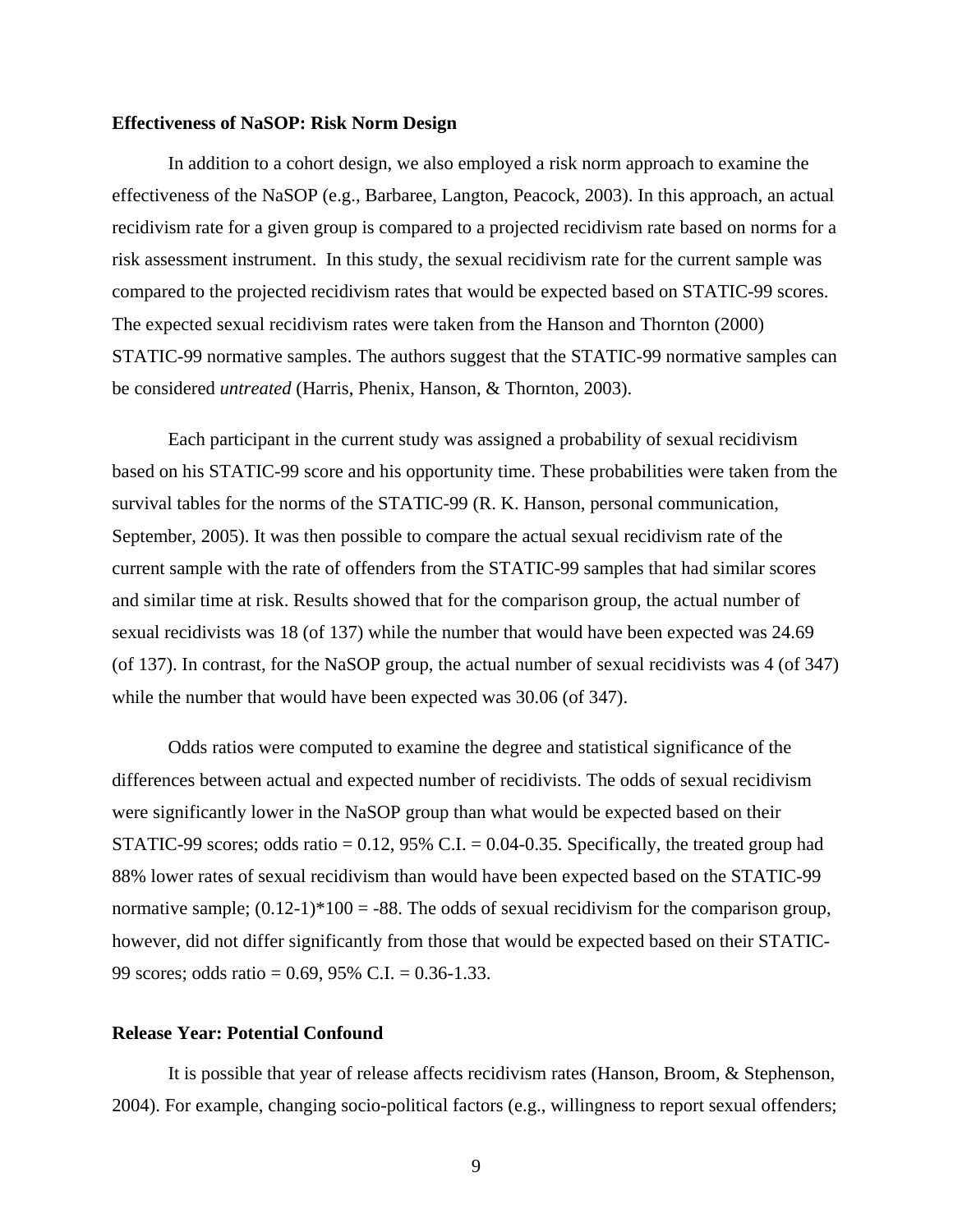**Effectiveness of NaSOP: Risk Norm Design**

In addition to a cohort design, we also employed a risk norm approach to examine the effectiveness of the NaSOP (e.g., Barbaree, Langton, Peacock, 2003). In this approach, an actual recidivism rate for a given group is compared to a projected recidivism rate based on norms for a risk assessment instrument. In this study, the sexual recidivism rate for the current sample was compared to the projected recidivism rates that would be expected based on STATIC-99 scores. The expected sexual recidivism rates were taken from the Hanson and Thornton (2000) STATIC-99 normative samples. The authors suggest that the STATIC-99 normative samples can be considered *untreated* (Harris, Phenix, Hanson, & Thornton, 2003).

Each participant in the current study was assigned a probability of sexual recidivism based on his STATIC-99 score and his opportunity time. These probabilities were taken from the survival tables for the norms of the STATIC-99 (R. K. Hanson, personal communication, September, 2005). It was then possible to compare the actual sexual recidivism rate of the current sample with the rate of offenders from the STATIC-99 samples that had similar scores and similar time at risk. Results showed that for the comparison group, the actual number of sexual recidivists was 18 (of 137) while the number that would have been expected was 24.69 (of 137). In contrast, for the NaSOP group, the actual number of sexual recidivists was 4 (of 347) while the number that would have been expected was 30.06 (of 347).

Odds ratios were computed to examine the degree and statistical significance of the differences between actual and expected number of recidivists. The odds of sexual recidivism were significantly lower in the NaSOP group than what would be expected based on their STATIC-99 scores; odds ratio = 0.12, 95% C.I. = 0.04-0.35. Specifically, the treated group had 88% lower rates of sexual recidivism than would have been expected based on the STATIC-99 normative sample; $(0.12-1)*100 = -88$. The odds of sexual recidivism for the comparison group, however, did not differ significantly from those that would be expected based on their STATIC-99 scores; odds ratio = 0.69, 95% C.I. = 0.36-1.33.

**Release Year: Potential Confound**

It is possible that year of release affects recidivism rates (Hanson, Broom, & Stephenson, 2004). For example, changing socio-political factors (e.g., willingness to report sexual offenders;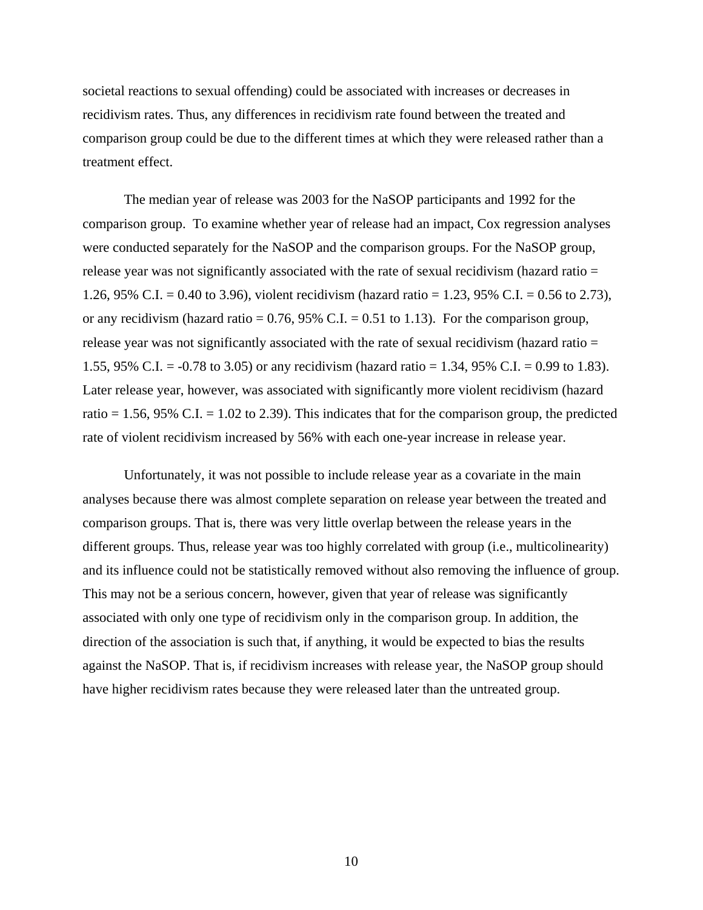societal reactions to sexual offending) could be associated with increases or decreases in recidivism rates. Thus, any differences in recidivism rate found between the treated and comparison group could be due to the different times at which they were released rather than a treatment effect.

The median year of release was 2003 for the NaSOP participants and 1992 for the comparison group. To examine whether year of release had an impact, Cox regression analyses were conducted separately for the NaSOP and the comparison groups. For the NaSOP group, release year was not significantly associated with the rate of sexual recidivism (hazard ratio = 1.26, 95% C.I. = 0.40 to 3.96), violent recidivism (hazard ratio = 1.23, 95% C.I. = 0.56 to 2.73), or any recidivism (hazard ratio = 0.76, 95% C.I. = 0.51 to 1.13). For the comparison group, release year was not significantly associated with the rate of sexual recidivism (hazard ratio = 1.55, 95% C.I. = -0.78 to 3.05) or any recidivism (hazard ratio = 1.34, 95% C.I. = 0.99 to 1.83). Later release year, however, was associated with significantly more violent recidivism (hazard ratio = 1.56, 95% C.I. = 1.02 to 2.39). This indicates that for the comparison group, the predicted rate of violent recidivism increased by 56% with each one-year increase in release year.

Unfortunately, it was not possible to include release year as a covariate in the main analyses because there was almost complete separation on release year between the treated and comparison groups. That is, there was very little overlap between the release years in the different groups. Thus, release year was too highly correlated with group (i.e., multicolinearity) and its influence could not be statistically removed without also removing the influence of group. This may not be a serious concern, however, given that year of release was significantly associated with only one type of recidivism only in the comparison group. In addition, the direction of the association is such that, if anything, it would be expected to bias the results against the NaSOP. That is, if recidivism increases with release year, the NaSOP group should have higher recidivism rates because they were released later than the untreated group.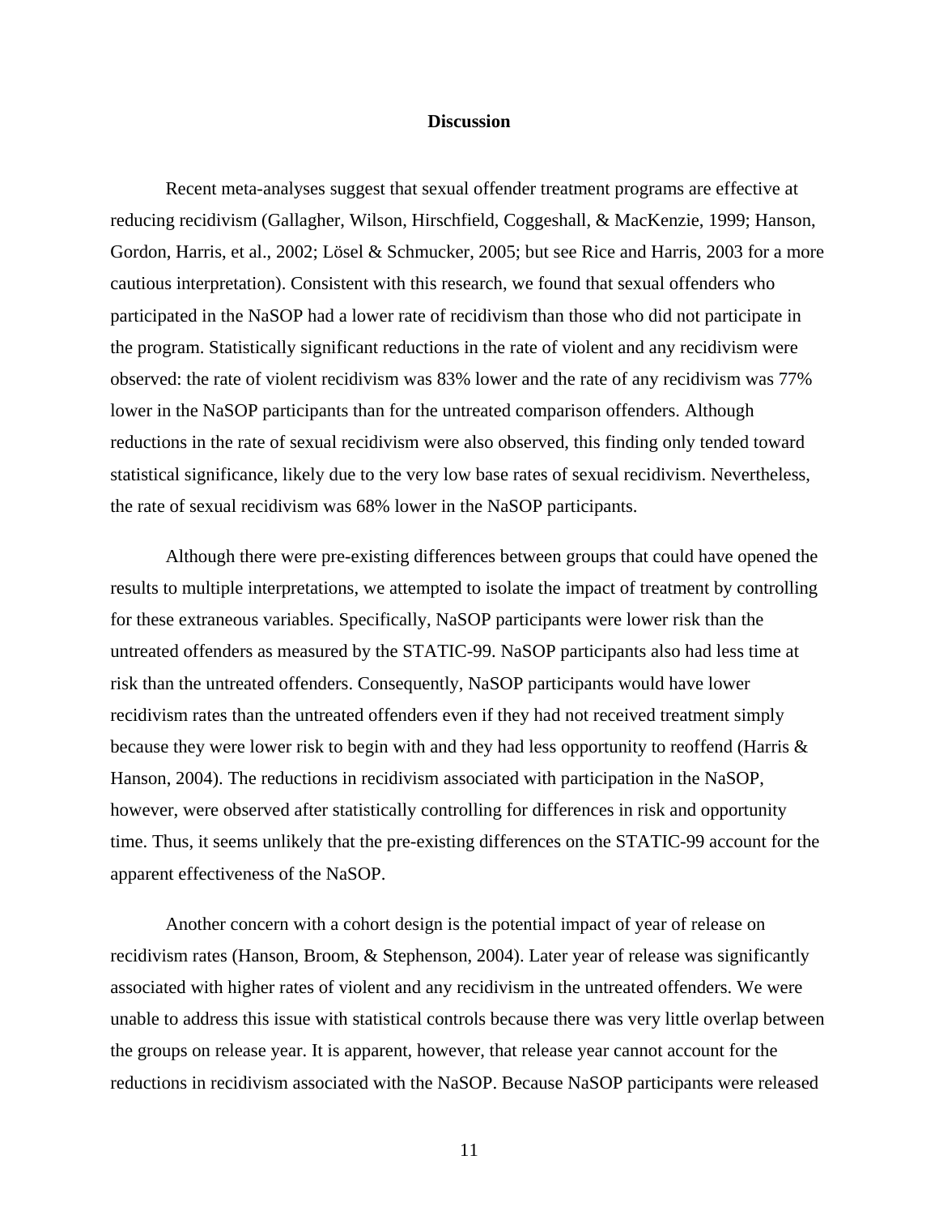## Discussion

Recent meta-analyses suggest that sexual offender treatment programs are effective at reducing recidivism (Gallagher, Wilson, Hirschfield, Coggeshall, & MacKenzie, 1999; Hanson, Gordon, Harris, et al., 2002; Lösel & Schmucker, 2005; but see Rice and Harris, 2003 for a more cautious interpretation). Consistent with this research, we found that sexual offenders who participated in the NaSOP had a lower rate of recidivism than those who did not participate in the program. Statistically significant reductions in the rate of violent and any recidivism were observed: the rate of violent recidivism was 83% lower and the rate of any recidivism was 77% lower in the NaSOP participants than for the untreated comparison offenders. Although reductions in the rate of sexual recidivism were also observed, this finding only tended toward statistical significance, likely due to the very low base rates of sexual recidivism. Nevertheless, the rate of sexual recidivism was 68% lower in the NaSOP participants.

Although there were pre-existing differences between groups that could have opened the results to multiple interpretations, we attempted to isolate the impact of treatment by controlling for these extraneous variables. Specifically, NaSOP participants were lower risk than the untreated offenders as measured by the STATIC-99. NaSOP participants also had less time at risk than the untreated offenders. Consequently, NaSOP participants would have lower recidivism rates than the untreated offenders even if they had not received treatment simply because they were lower risk to begin with and they had less opportunity to reoffend (Harris & Hanson, 2004). The reductions in recidivism associated with participation in the NaSOP, however, were observed after statistically controlling for differences in risk and opportunity time. Thus, it seems unlikely that the pre-existing differences on the STATIC-99 account for the apparent effectiveness of the NaSOP.

Another concern with a cohort design is the potential impact of year of release on recidivism rates (Hanson, Broom, & Stephenson, 2004). Later year of release was significantly associated with higher rates of violent and any recidivism in the untreated offenders. We were unable to address this issue with statistical controls because there was very little overlap between the groups on release year. It is apparent, however, that release year cannot account for the reductions in recidivism associated with the NaSOP. Because NaSOP participants were released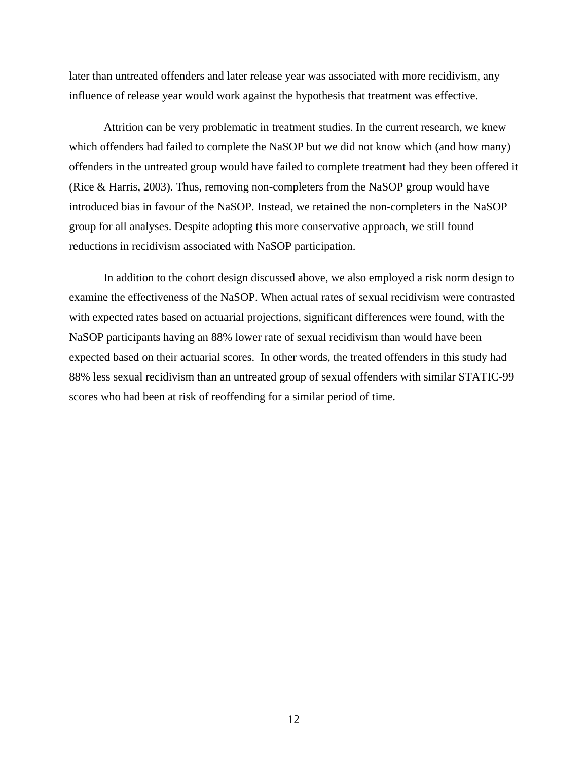later than untreated offenders and later release year was associated with more recidivism, any influence of release year would work against the hypothesis that treatment was effective.

Attrition can be very problematic in treatment studies. In the current research, we knew which offenders had failed to complete the NaSOP but we did not know which (and how many) offenders in the untreated group would have failed to complete treatment had they been offered it (Rice & Harris, 2003). Thus, removing non-completers from the NaSOP group would have introduced bias in favour of the NaSOP. Instead, we retained the non-completers in the NaSOP group for all analyses. Despite adopting this more conservative approach, we still found reductions in recidivism associated with NaSOP participation.

In addition to the cohort design discussed above, we also employed a risk norm design to examine the effectiveness of the NaSOP. When actual rates of sexual recidivism were contrasted with expected rates based on actuarial projections, significant differences were found, with the NaSOP participants having an 88% lower rate of sexual recidivism than would have been expected based on their actuarial scores. In other words, the treated offenders in this study had 88% less sexual recidivism than an untreated group of sexual offenders with similar STATIC-99 scores who had been at risk of reoffending for a similar period of time.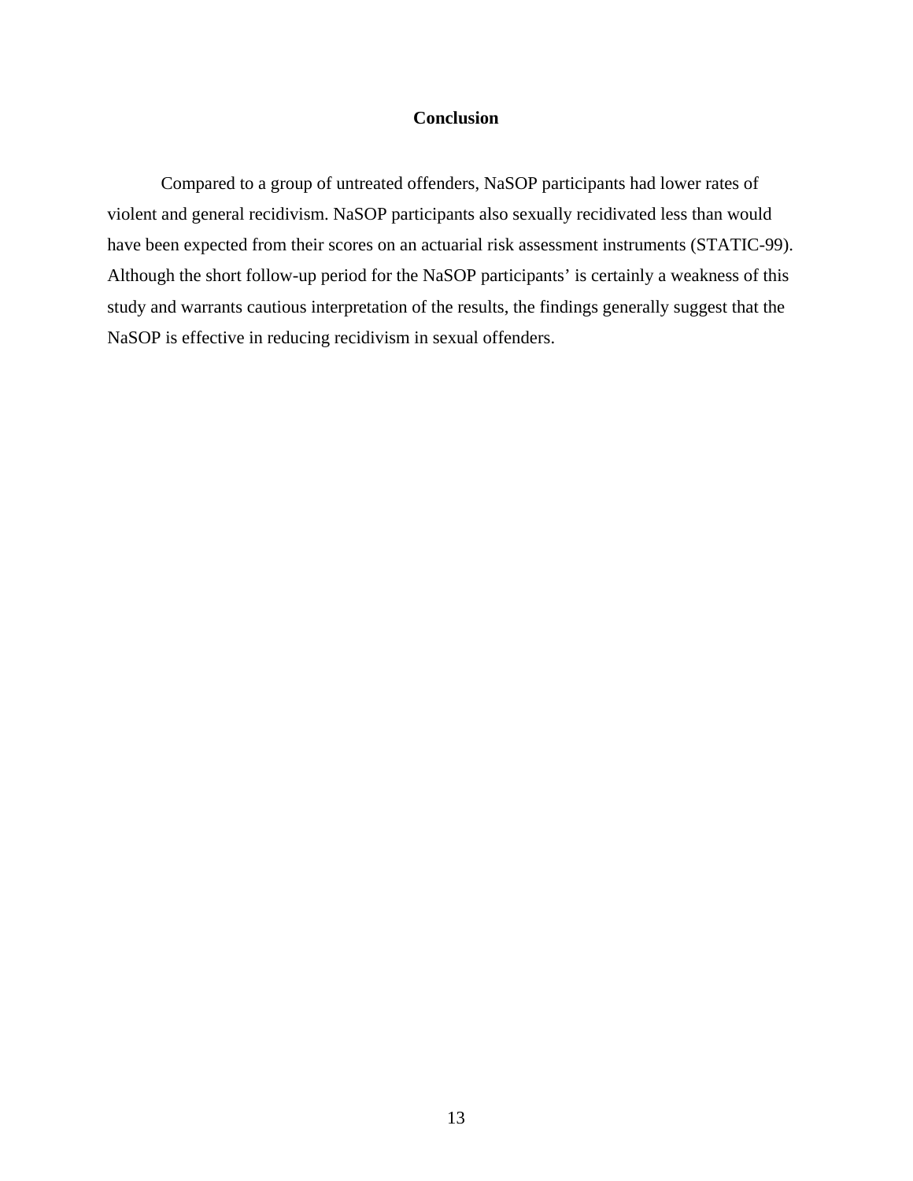## Conclusion

Compared to a group of untreated offenders, NaSOP participants had lower rates of violent and general recidivism. NaSOP participants also sexually recidivated less than would have been expected from their scores on an actuarial risk assessment instruments (STATIC-99). Although the short follow-up period for the NaSOP participants' is certainly a weakness of this study and warrants cautious interpretation of the results, the findings generally suggest that the NaSOP is effective in reducing recidivism in sexual offenders.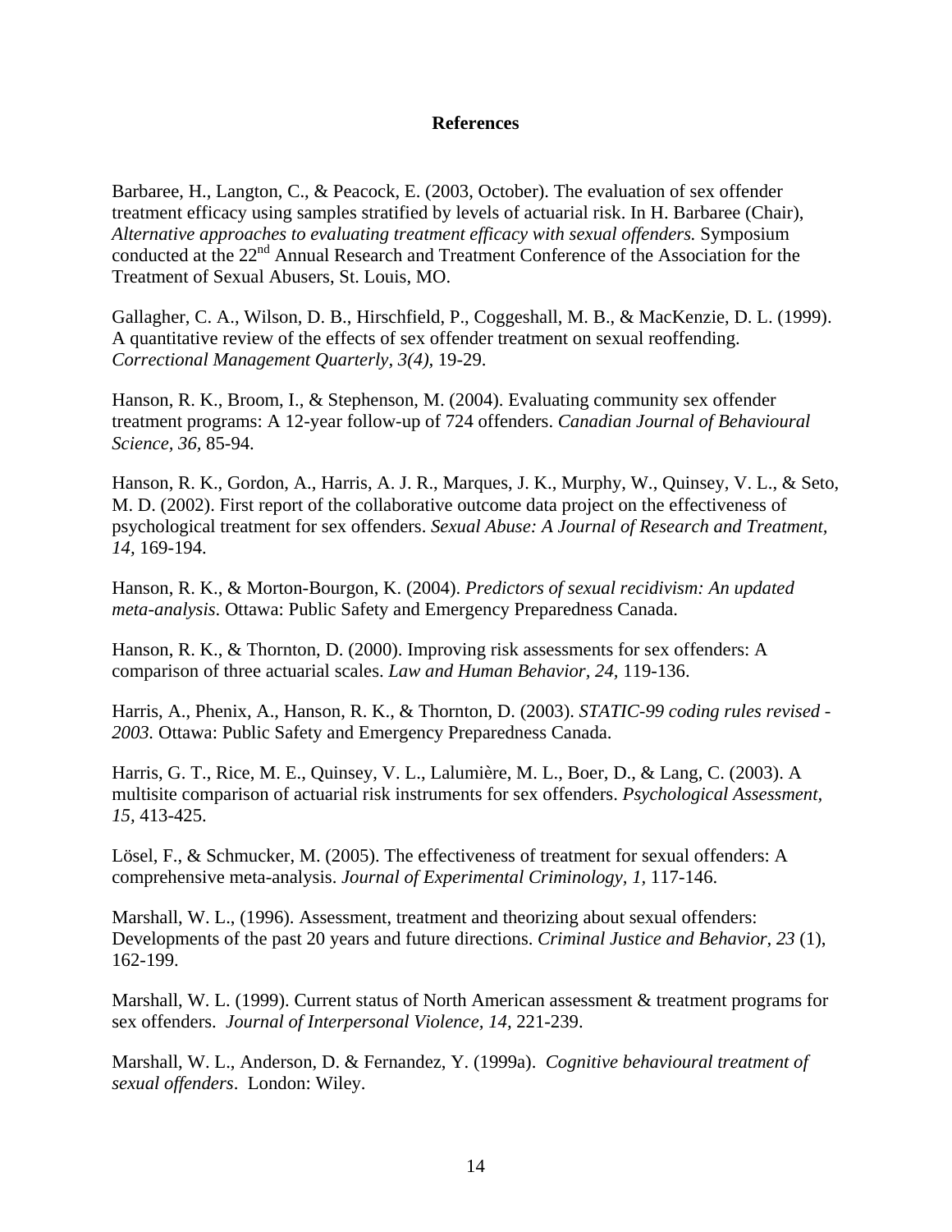# References

Barbaree, H., Langton, C., & Peacock, E. (2003, October). The evaluation of sex offender treatment efficacy using samples stratified by levels of actuarial risk. In H. Barbaree (Chair), *Alternative approaches to evaluating treatment efficacy with sexual offenders.* Symposium conducted at the 22nd Annual Research and Treatment Conference of the Association for the Treatment of Sexual Abusers, St. Louis, MO.

Gallagher, C. A., Wilson, D. B., Hirschfield, P., Coggeshall, M. B., & MacKenzie, D. L. (1999). A quantitative review of the effects of sex offender treatment on sexual reoffending. *Correctional Management Quarterly, 3(4),* 19-29.

Hanson, R. K., Broom, I., & Stephenson, M. (2004). Evaluating community sex offender treatment programs: A 12-year follow-up of 724 offenders. *Canadian Journal of Behavioural Science, 36,* 85-94.

Hanson, R. K., Gordon, A., Harris, A. J. R., Marques, J. K., Murphy, W., Quinsey, V. L., & Seto, M. D. (2002). First report of the collaborative outcome data project on the effectiveness of psychological treatment for sex offenders. *Sexual Abuse: A Journal of Research and Treatment, 14,* 169-194.

Hanson, R. K., & Morton-Bourgon, K. (2004). *Predictors of sexual recidivism: An updated meta-analysis*. Ottawa: Public Safety and Emergency Preparedness Canada.

Hanson, R. K., & Thornton, D. (2000). Improving risk assessments for sex offenders: A comparison of three actuarial scales. *Law and Human Behavior, 24,* 119-136.

Harris, A., Phenix, A., Hanson, R. K., & Thornton, D. (2003). *STATIC-99 coding rules revised - 2003.* Ottawa: Public Safety and Emergency Preparedness Canada.

Harris, G. T., Rice, M. E., Quinsey, V. L., Lalumière, M. L., Boer, D., & Lang, C. (2003). A multisite comparison of actuarial risk instruments for sex offenders. *Psychological Assessment, 15,* 413-425.

Lösel, F., & Schmucker, M. (2005). The effectiveness of treatment for sexual offenders: A comprehensive meta-analysis. *Journal of Experimental Criminology, 1,* 117-146.

Marshall, W. L., (1996). Assessment, treatment and theorizing about sexual offenders: Developments of the past 20 years and future directions. *Criminal Justice and Behavior, 23* (1), 162-199.

Marshall, W. L. (1999). Current status of North American assessment & treatment programs for sex offenders. *Journal of Interpersonal Violence, 14,* 221-239.

Marshall, W. L., Anderson, D. & Fernandez, Y. (1999a). *Cognitive behavioural treatment of sexual offenders*. London: Wiley.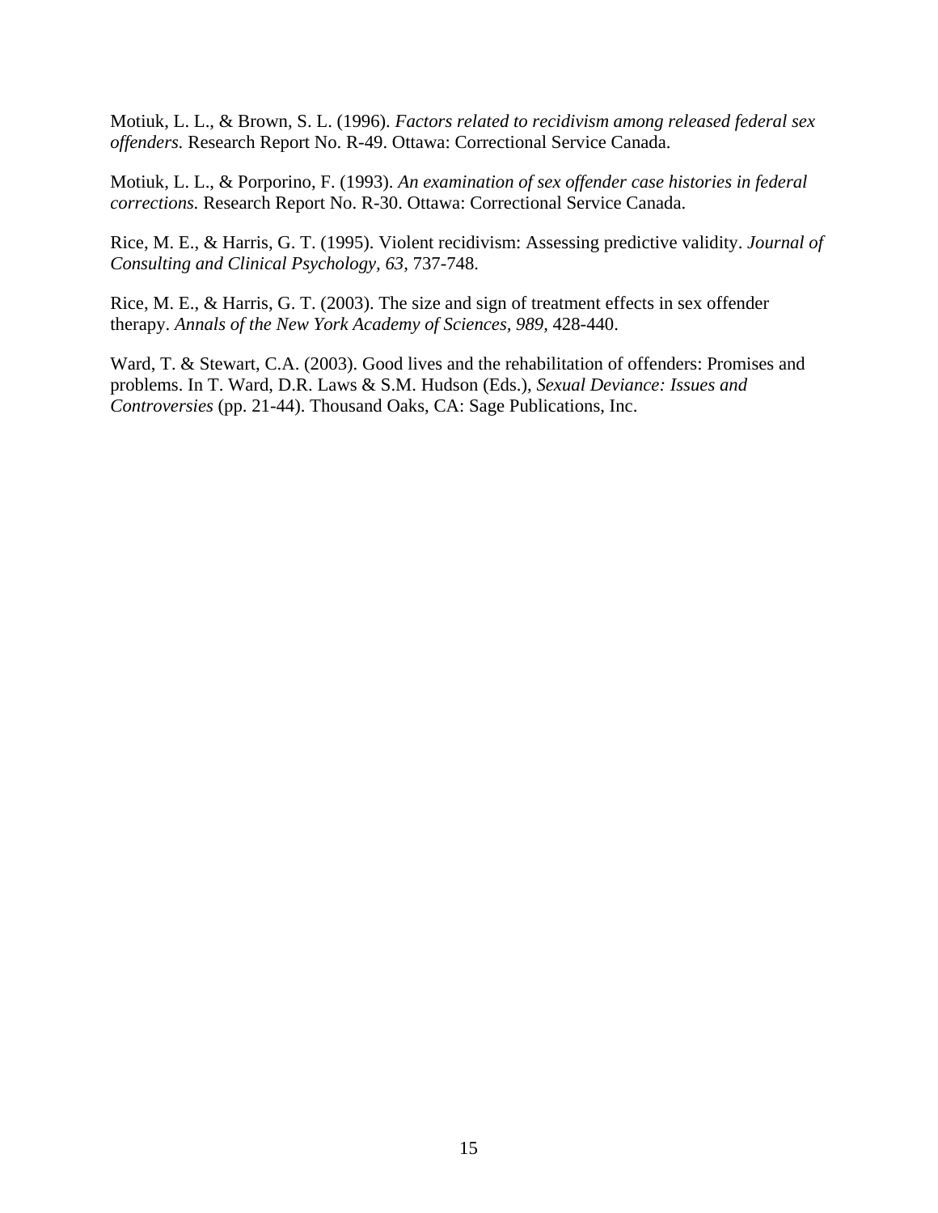Motiuk, L. L., & Brown, S. L. (1996). *Factors related to recidivism among released federal sex offenders.* Research Report No. R-49. Ottawa: Correctional Service Canada.

Motiuk, L. L., & Porporino, F. (1993). *An examination of sex offender case histories in federal corrections.* Research Report No. R-30. Ottawa: Correctional Service Canada.

Rice, M. E., & Harris, G. T. (1995). Violent recidivism: Assessing predictive validity. *Journal of Consulting and Clinical Psychology, 63*, 737-748.

Rice, M. E., & Harris, G. T. (2003). The size and sign of treatment effects in sex offender therapy. *Annals of the New York Academy of Sciences, 989*, 428-440.

Ward, T. & Stewart, C.A. (2003). Good lives and the rehabilitation of offenders: Promises and problems. In T. Ward, D.R. Laws & S.M. Hudson (Eds.), *Sexual Deviance: Issues and Controversies* (pp. 21-44). Thousand Oaks, CA: Sage Publications, Inc.